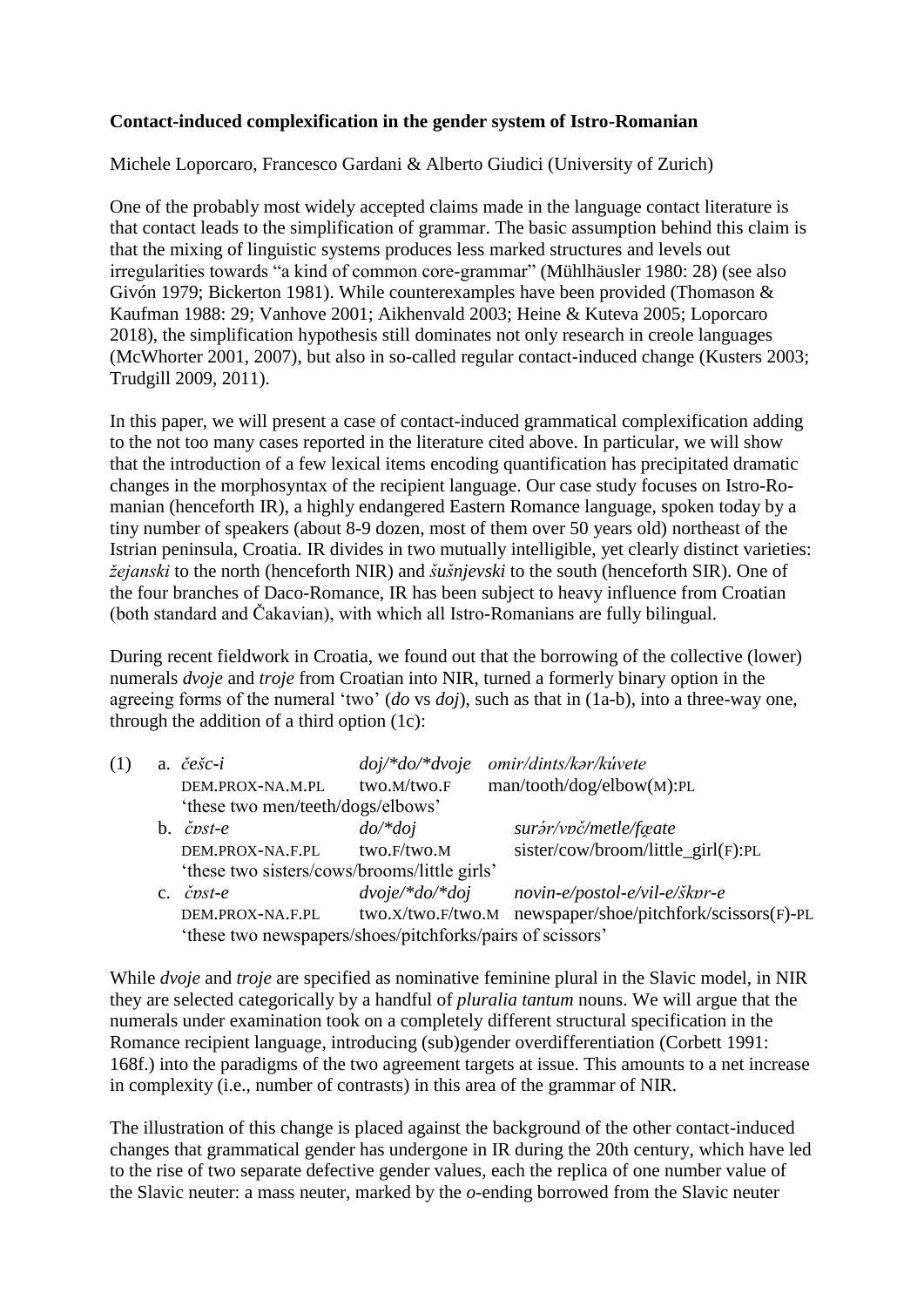**Contact-induced complexification in the gender system of Istro-Romanian**

Michele Loporcaro, Francesco Gardani & Alberto Giudici (University of Zurich)

One of the probably most widely accepted claims made in the language contact literature is that contact leads to the simplification of grammar. The basic assumption behind this claim is that the mixing of linguistic systems produces less marked structures and levels out irregularities towards "a kind of common core-grammar" (Mühlhäusler 1980: 28) (see also Givón 1979; Bickerton 1981). While counterexamples have been provided (Thomason & Kaufman 1988: 29; Vanhove 2001; Aikhenvald 2003; Heine & Kuteva 2005; Loporcaro 2018), the simplification hypothesis still dominates not only research in creole languages (McWhorter 2001, 2007), but also in so-called regular contact-induced change (Kusters 2003; Trudgill 2009, 2011).

In this paper, we will present a case of contact-induced grammatical complexification adding to the not too many cases reported in the literature cited above. In particular, we will show that the introduction of a few lexical items encoding quantification has precipitated dramatic changes in the morphosyntax of the recipient language. Our case study focuses on Istro-Romanian (henceforth IR), a highly endangered Eastern Romance language, spoken today by a tiny number of speakers (about 8-9 dozen, most of them over 50 years old) northeast of the Istrian peninsula, Croatia. IR divides in two mutually intelligible, yet clearly distinct varieties: *žejanski* to the north (henceforth NIR) and *šušnjevski* to the south (henceforth SIR). One of the four branches of Daco-Romance, IR has been subject to heavy influence from Croatian (both standard and Čakavian), with which all Istro-Romanians are fully bilingual.

During recent fieldwork in Croatia, we found out that the borrowing of the collective (lower) numerals *dvoje* and *troje* from Croatian into NIR, turned a formerly binary option in the agreeing forms of the numeral 'two' (*do* vs *doj*), such as that in (1a-b), into a three-way one, through the addition of a third option (1c):

(1)
a. *češc-i* *doj/\*do/\*dvoje* *omir/dints/kər/kúvete*
   DEM.PROX-NA.M.PL two.M/two.F man/tooth/dog/elbow(M):PL
   'these two men/teeth/dogs/elbows'

b. *čɒst-e* *do/\*doj* *surə́r/vɒč/metle/fœate*
   DEM.PROX-NA.F.PL two.F/two.M sister/cow/broom/little_girl(F):PL
   'these two sisters/cows/brooms/little girls'

c. *čɒst-e* *dvoje/\*do/\*doj* *novin-e/postol-e/vil-e/škɒr-e*
   DEM.PROX-NA.F.PL two.X/two.F/two.M newspaper/shoe/pitchfork/scissors(F)-PL
   'these two newspapers/shoes/pitchforks/pairs of scissors'

While *dvoje* and *troje* are specified as nominative feminine plural in the Slavic model, in NIR they are selected categorically by a handful of *pluralia tantum* nouns. We will argue that the numerals under examination took on a completely different structural specification in the Romance recipient language, introducing (sub)gender overdifferentiation (Corbett 1991: 168f.) into the paradigms of the two agreement targets at issue. This amounts to a net increase in complexity (i.e., number of contrasts) in this area of the grammar of NIR.

The illustration of this change is placed against the background of the other contact-induced changes that grammatical gender has undergone in IR during the 20th century, which have led to the rise of two separate defective gender values, each the replica of one number value of the Slavic neuter: a mass neuter, marked by the *o*-ending borrowed from the Slavic neuter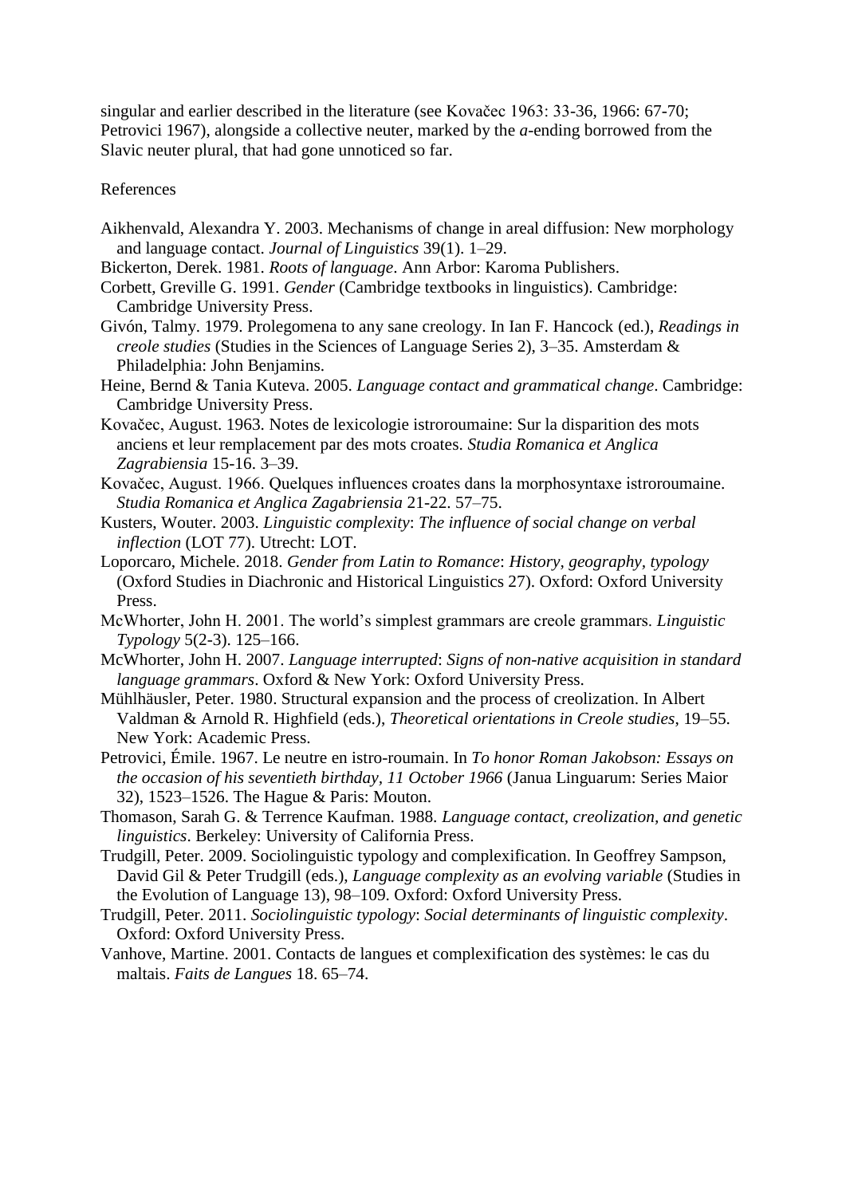singular and earlier described in the literature (see Kovačec 1963: 33-36, 1966: 67-70; Petrovici 1967), alongside a collective neuter, marked by the *a*-ending borrowed from the Slavic neuter plural, that had gone unnoticed so far.

References

Aikhenvald, Alexandra Y. 2003. Mechanisms of change in areal diffusion: New morphology and language contact. *Journal of Linguistics* 39(1). 1–29.

Bickerton, Derek. 1981. *Roots of language*. Ann Arbor: Karoma Publishers.

Corbett, Greville G. 1991. *Gender* (Cambridge textbooks in linguistics). Cambridge: Cambridge University Press.

Givón, Talmy. 1979. Prolegomena to any sane creology. In Ian F. Hancock (ed.), *Readings in creole studies* (Studies in the Sciences of Language Series 2), 3–35. Amsterdam & Philadelphia: John Benjamins.

Heine, Bernd & Tania Kuteva. 2005. *Language contact and grammatical change*. Cambridge: Cambridge University Press.

Kovačec, August. 1963. Notes de lexicologie istroroumaine: Sur la disparition des mots anciens et leur remplacement par des mots croates. *Studia Romanica et Anglica Zagrabiensia* 15-16. 3–39.

Kovačec, August. 1966. Quelques influences croates dans la morphosyntaxe istroroumaine. *Studia Romanica et Anglica Zagrabiensia* 21-22. 57–75.

Kusters, Wouter. 2003. *Linguistic complexity*: *The influence of social change on verbal inflection* (LOT 77). Utrecht: LOT.

Loporcaro, Michele. 2018. *Gender from Latin to Romance*: *History, geography, typology* (Oxford Studies in Diachronic and Historical Linguistics 27). Oxford: Oxford University Press.

McWhorter, John H. 2001. The world's simplest grammars are creole grammars. *Linguistic Typology* 5(2-3). 125–166.

McWhorter, John H. 2007. *Language interrupted*: *Signs of non-native acquisition in standard language grammars*. Oxford & New York: Oxford University Press.

Mühlhäusler, Peter. 1980. Structural expansion and the process of creolization. In Albert Valdman & Arnold R. Highfield (eds.), *Theoretical orientations in Creole studies*, 19–55. New York: Academic Press.

Petrovici, Émile. 1967. Le neutre en istro-roumain. In *To honor Roman Jakobson: Essays on the occasion of his seventieth birthday, 11 October 1966* (Janua Linguarum: Series Maior 32), 1523–1526. The Hague & Paris: Mouton.

Thomason, Sarah G. & Terrence Kaufman. 1988. *Language contact, creolization, and genetic linguistics*. Berkeley: University of California Press.

Trudgill, Peter. 2009. Sociolinguistic typology and complexification. In Geoffrey Sampson, David Gil & Peter Trudgill (eds.), *Language complexity as an evolving variable* (Studies in the Evolution of Language 13), 98–109. Oxford: Oxford University Press.

Trudgill, Peter. 2011. *Sociolinguistic typology*: *Social determinants of linguistic complexity*. Oxford: Oxford University Press.

Vanhove, Martine. 2001. Contacts de langues et complexification des systèmes: le cas du maltais. *Faits de Langues* 18. 65–74.